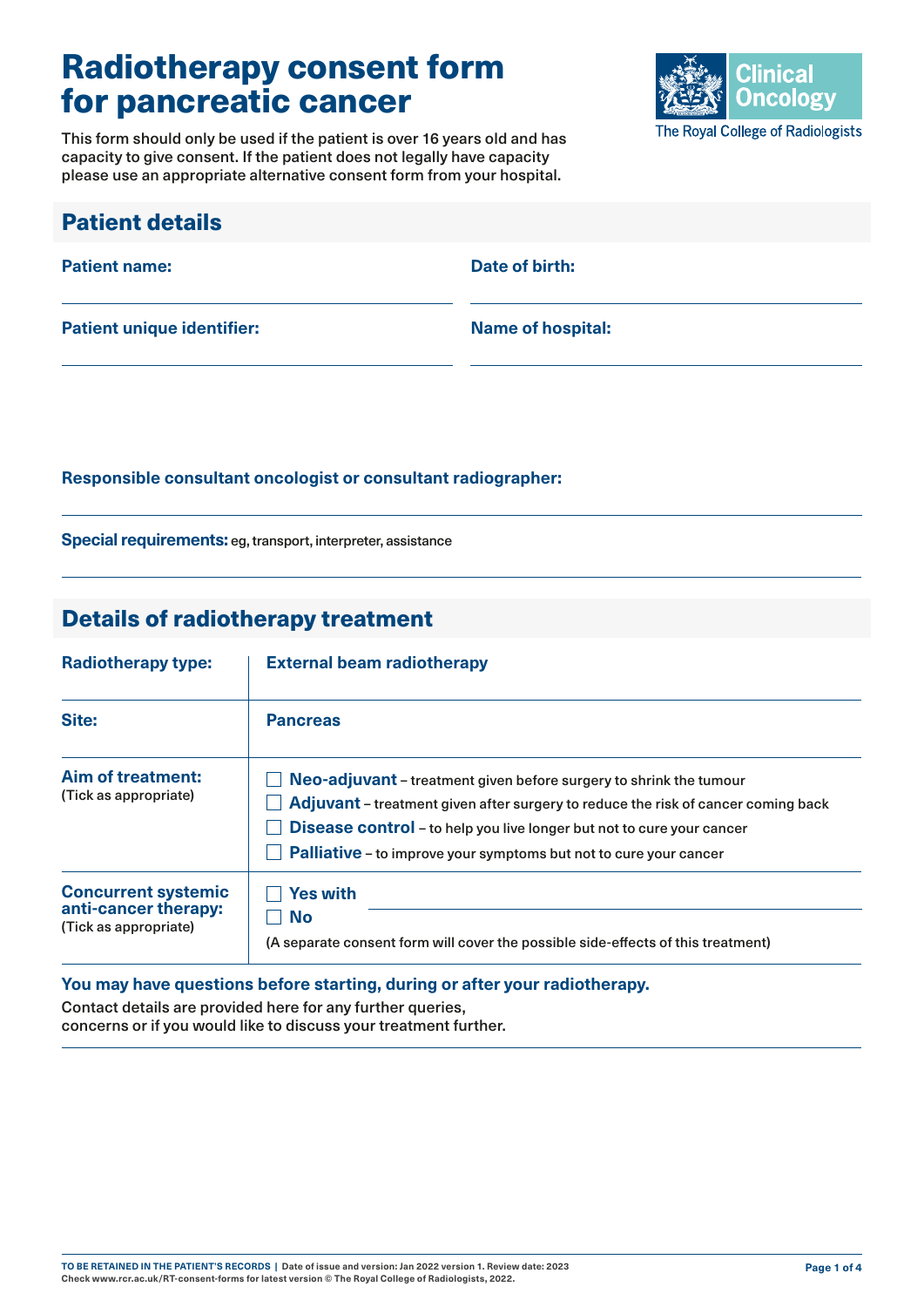# Radiotherapy consent form for pancreatic cancer

This form should only be used if the patient is over 16 years old and has capacity to give consent. If the patient does not legally have capacity please use an appropriate alternative consent form from your hospital.

Clinical Oncology
The Royal College of Radiologists

## Patient details

**Patient name:** ____________________

**Date of birth:** ____________________

**Patient unique identifier:** ____________________

**Name of hospital:** ____________________

**Responsible consultant oncologist or consultant radiographer:**

____________________

**Special requirements:** eg, transport, interpreter, assistance

____________________

## Details of radiotherapy treatment

| | |
|---|---|
| **Radiotherapy type:** | **External beam radiotherapy** |
| **Site:** | **Pancreas** |
| **Aim of treatment:** (Tick as appropriate) | ☐ **Neo-adjuvant** – treatment given before surgery to shrink the tumour<br>☐ **Adjuvant** – treatment given after surgery to reduce the risk of cancer coming back<br>☐ **Disease control** – to help you live longer but not to cure your cancer<br>☐ **Palliative** – to improve your symptoms but not to cure your cancer |
| **Concurrent systemic anti-cancer therapy:** (Tick as appropriate) | ☐ **Yes with** ____________________<br>☐ **No**<br>(A separate consent form will cover the possible side-effects of this treatment) |

**You may have questions before starting, during or after your radiotherapy.**

Contact details are provided here for any further queries, concerns or if you would like to discuss your treatment further.

____________________

TO BE RETAINED IN THE PATIENT'S RECORDS | Date of issue and version: Jan 2022 version 1. Review date: 2023
Check www.rcr.ac.uk/RT-consent-forms for latest version © The Royal College of Radiologists, 2022.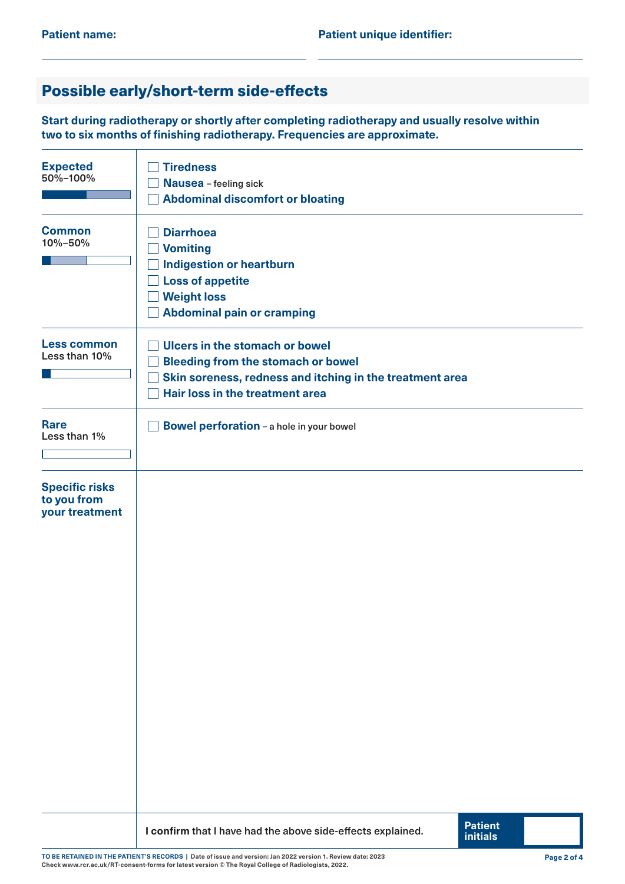**Patient name:** \_\_\_\_\_\_\_\_\_\_\_\_\_\_\_\_\_\_\_\_ **Patient unique identifier:** \_\_\_\_\_\_\_\_\_\_\_\_\_\_\_\_\_\_\_\_

## Possible early/short-term side-effects

**Start during radiotherapy or shortly after completing radiotherapy and usually resolve within two to six months of finishing radiotherapy. Frequencies are approximate.**

| Frequency | Side-effects |
|---|---|
| **Expected** 50%–100% | ☐ **Tiredness**<br>☐ **Nausea** – feeling sick<br>☐ **Abdominal discomfort or bloating** |
| **Common** 10%–50% | ☐ **Diarrhoea**<br>☐ **Vomiting**<br>☐ **Indigestion or heartburn**<br>☐ **Loss of appetite**<br>☐ **Weight loss**<br>☐ **Abdominal pain or cramping** |
| **Less common** Less than 10% | ☐ **Ulcers in the stomach or bowel**<br>☐ **Bleeding from the stomach or bowel**<br>☐ **Skin soreness, redness and itching in the treatment area**<br>☐ **Hair loss in the treatment area** |
| **Rare** Less than 1% | ☐ **Bowel perforation** – a hole in your bowel |
| **Specific risks to you from your treatment** | |

**I confirm** that I have had the above side-effects explained. **Patient initials** \_\_\_\_\_\_

TO BE RETAINED IN THE PATIENT'S RECORDS | Date of issue and version: Jan 2022 version 1. Review date: 2023
Check www.rcr.ac.uk/RT-consent-forms for latest version © The Royal College of Radiologists, 2022.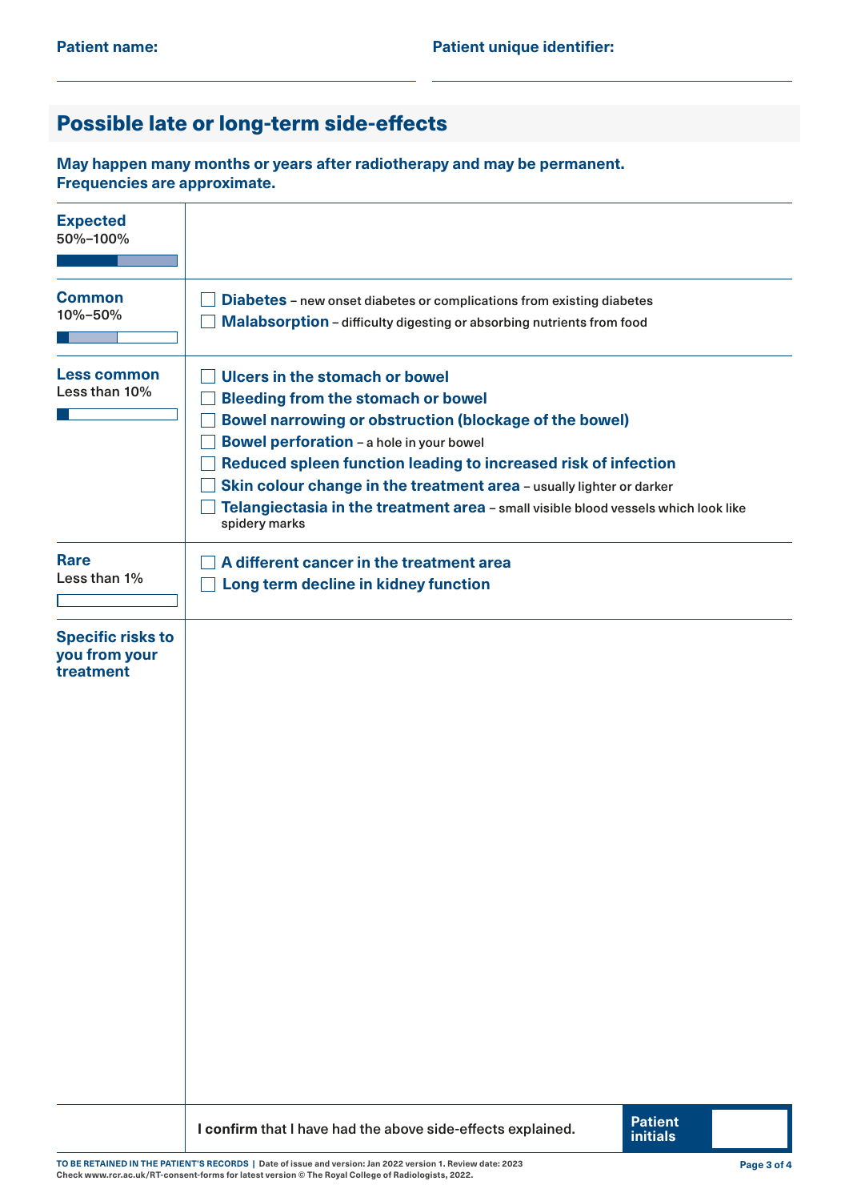**Patient name:** ______________________ **Patient unique identifier:** ______________________

## Possible late or long-term side-effects

**May happen many months or years after radiotherapy and may be permanent. Frequencies are approximate.**

| Frequency | Side-effects |
| --- | --- |
| **Expected** 50%–100% | |
| **Common** 10%–50% | ☐ **Diabetes** – new onset diabetes or complications from existing diabetes<br>☐ **Malabsorption** – difficulty digesting or absorbing nutrients from food |
| **Less common** Less than 10% | ☐ **Ulcers in the stomach or bowel**<br>☐ **Bleeding from the stomach or bowel**<br>☐ **Bowel narrowing or obstruction (blockage of the bowel)**<br>☐ **Bowel perforation** – a hole in your bowel<br>☐ **Reduced spleen function leading to increased risk of infection**<br>☐ **Skin colour change in the treatment area** – usually lighter or darker<br>☐ **Telangiectasia in the treatment area** – small visible blood vessels which look like spidery marks |
| **Rare** Less than 1% | ☐ **A different cancer in the treatment area**<br>☐ **Long term decline in kidney function** |
| **Specific risks to you from your treatment** | |

**I confirm** that I have had the above side-effects explained. **Patient initials** ______

**TO BE RETAINED IN THE PATIENT'S RECORDS** | Date of issue and version: Jan 2022 version 1. Review date: 2023
Check www.rcr.ac.uk/RT-consent-forms for latest version © The Royal College of Radiologists, 2022.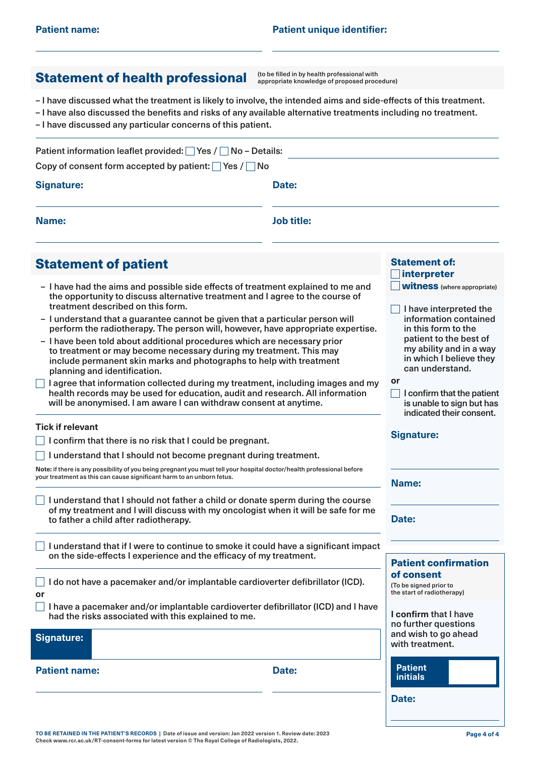**Patient name:** 

**Patient unique identifier:**

## Statement of health professional

(to be filled in by health professional with appropriate knowledge of proposed procedure)

– I have discussed what the treatment is likely to involve, the intended aims and side-effects of this treatment.
– I have also discussed the benefits and risks of any available alternative treatments including no treatment.
– I have discussed any particular concerns of this patient.

Patient information leaflet provided: ☐ Yes / ☐ No – Details:

Copy of consent form accepted by patient: ☐ Yes / ☐ No

**Signature:** 

**Date:**

**Name:** 

**Job title:**

## Statement of patient

– I have had the aims and possible side effects of treatment explained to me and the opportunity to discuss alternative treatment and I agree to the course of treatment described on this form.
– I understand that a guarantee cannot be given that a particular person will perform the radiotherapy. The person will, however, have appropriate expertise.
– I have been told about additional procedures which are necessary prior to treatment or may become necessary during my treatment. This may include permanent skin marks and photographs to help with treatment planning and identification.

☐ I agree that information collected during my treatment, including images and my health records may be used for education, audit and research. All information will be anonymised. I am aware I can withdraw consent at anytime.

**Tick if relevant**

☐ I confirm that there is no risk that I could be pregnant.

☐ I understand that I should not become pregnant during treatment.

**Note:** if there is any possibility of you being pregnant you must tell your hospital doctor/health professional before your treatment as this can cause significant harm to an unborn fetus.

☐ I understand that I should not father a child or donate sperm during the course of my treatment and I will discuss with my oncologist when it will be safe for me to father a child after radiotherapy.

☐ I understand that if I were to continue to smoke it could have a significant impact on the side-effects I experience and the efficacy of my treatment.

☐ I do not have a pacemaker and/or implantable cardioverter defibrillator (ICD).

**or**

☐ I have a pacemaker and/or implantable cardioverter defibrillator (ICD) and I have had the risks associated with this explained to me.

**Signature:**

**Patient name:** 

**Date:**

### Statement of:
☐ **interpreter**
☐ **witness** (where appropriate)

☐ I have interpreted the information contained in this form to the patient to the best of my ability and in a way in which I believe they can understand.

**or**

☐ I confirm that the patient is unable to sign but has indicated their consent.

**Signature:**

**Name:**

**Date:**

### Patient confirmation of consent

(To be signed prior to the start of radiotherapy)

**I confirm** that I have no further questions and wish to go ahead with treatment.

**Patient initials**

**Date:**

**TO BE RETAINED IN THE PATIENT'S RECORDS** | Date of issue and version: Jan 2022 version 1. Review date: 2023
Check www.rcr.ac.uk/RT-consent-forms for latest version © The Royal College of Radiologists, 2022.